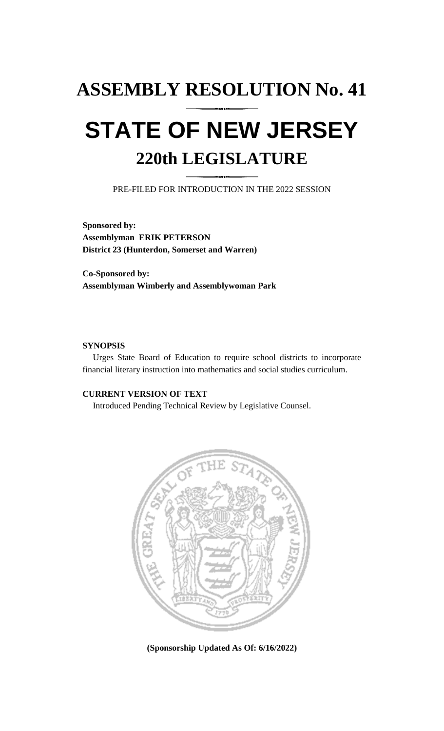# ASSEMBLY RESOLUTION No. 41

# STATE OF NEW JERSEY

## 220th LEGISLATURE

PRE-FILED FOR INTRODUCTION IN THE 2022 SESSION

**Sponsored by:**
**Assemblyman ERIK PETERSON**
**District 23 (Hunterdon, Somerset and Warren)**

**Co-Sponsored by:**
**Assemblyman Wimberly and Assemblywoman Park**

**SYNOPSIS**

Urges State Board of Education to require school districts to incorporate financial literary instruction into mathematics and social studies curriculum.

**CURRENT VERSION OF TEXT**

Introduced Pending Technical Review by Legislative Counsel.

**(Sponsorship Updated As Of: 6/16/2022)**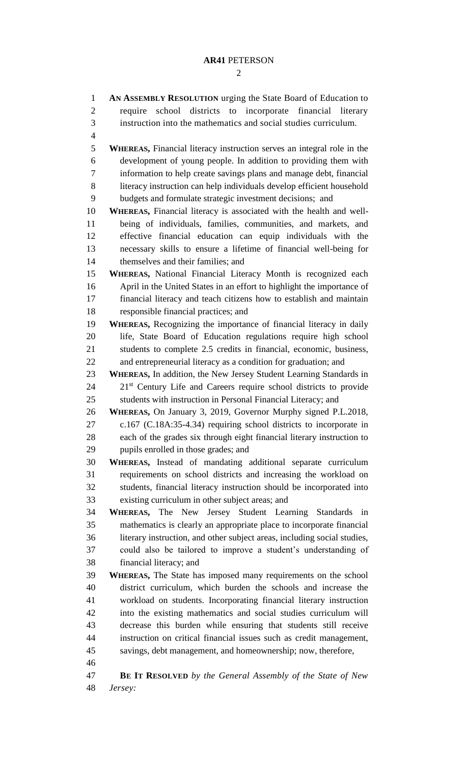**AN ASSEMBLY RESOLUTION** urging the State Board of Education to require school districts to incorporate financial literary instruction into the mathematics and social studies curriculum.

**WHEREAS,** Financial literacy instruction serves an integral role in the development of young people. In addition to providing them with information to help create savings plans and manage debt, financial literacy instruction can help individuals develop efficient household budgets and formulate strategic investment decisions; and

**WHEREAS,** Financial literacy is associated with the health and well-being of individuals, families, communities, and markets, and effective financial education can equip individuals with the necessary skills to ensure a lifetime of financial well-being for themselves and their families; and

**WHEREAS,** National Financial Literacy Month is recognized each April in the United States in an effort to highlight the importance of financial literacy and teach citizens how to establish and maintain responsible financial practices; and

**WHEREAS,** Recognizing the importance of financial literacy in daily life, State Board of Education regulations require high school students to complete 2.5 credits in financial, economic, business, and entrepreneurial literacy as a condition for graduation; and

**WHEREAS,** In addition, the New Jersey Student Learning Standards in 21st Century Life and Careers require school districts to provide students with instruction in Personal Financial Literacy; and

**WHEREAS,** On January 3, 2019, Governor Murphy signed P.L.2018, c.167 (C.18A:35-4.34) requiring school districts to incorporate in each of the grades six through eight financial literary instruction to pupils enrolled in those grades; and

**WHEREAS,** Instead of mandating additional separate curriculum requirements on school districts and increasing the workload on students, financial literacy instruction should be incorporated into existing curriculum in other subject areas; and

**WHEREAS,** The New Jersey Student Learning Standards in mathematics is clearly an appropriate place to incorporate financial literary instruction, and other subject areas, including social studies, could also be tailored to improve a student's understanding of financial literacy; and

**WHEREAS,** The State has imposed many requirements on the school district curriculum, which burden the schools and increase the workload on students. Incorporating financial literary instruction into the existing mathematics and social studies curriculum will decrease this burden while ensuring that students still receive instruction on critical financial issues such as credit management, savings, debt management, and homeownership; now, therefore,

**BE IT RESOLVED** *by the General Assembly of the State of New Jersey:*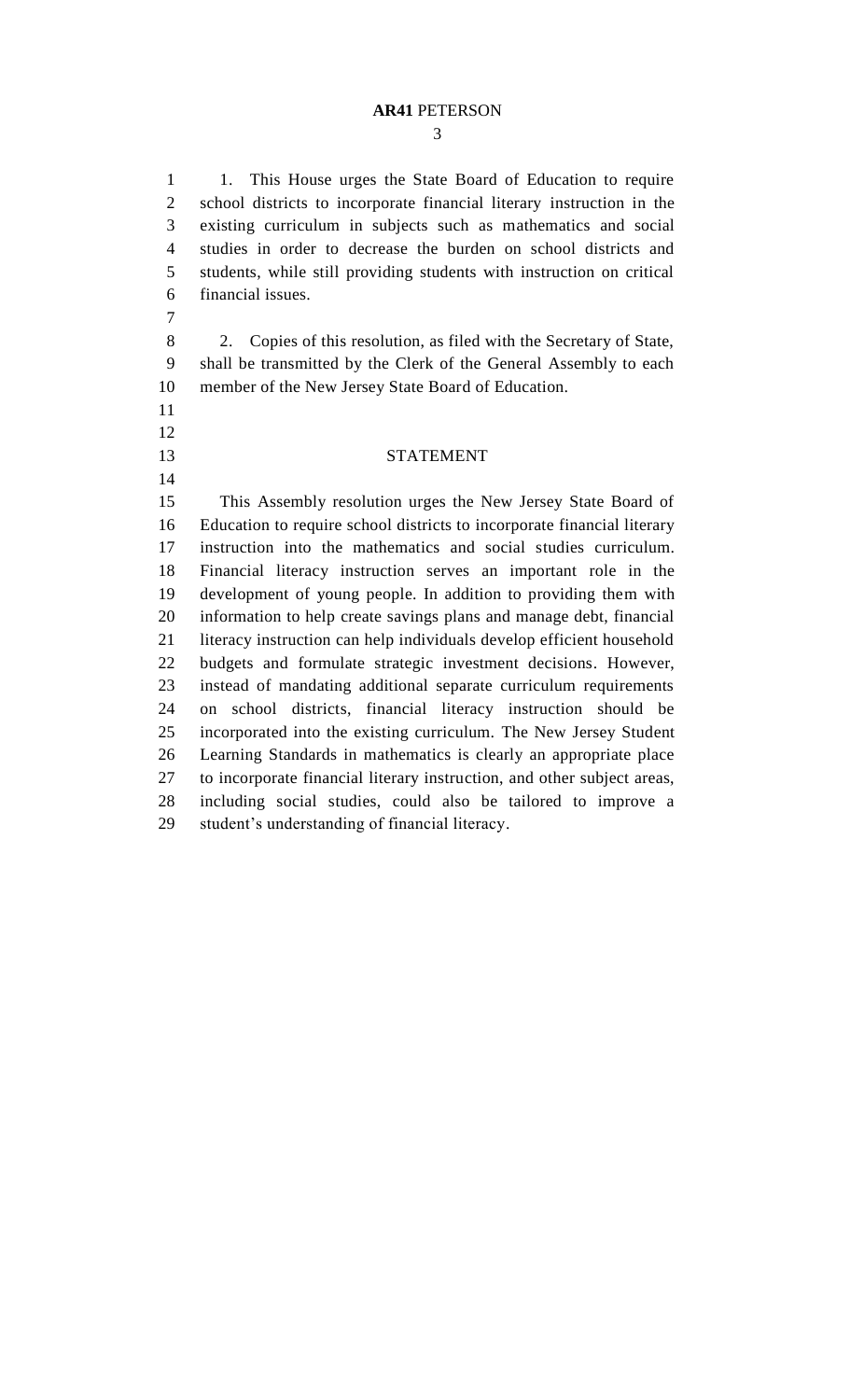1. This House urges the State Board of Education to require school districts to incorporate financial literary instruction in the existing curriculum in subjects such as mathematics and social studies in order to decrease the burden on school districts and students, while still providing students with instruction on critical financial issues.

2. Copies of this resolution, as filed with the Secretary of State, shall be transmitted by the Clerk of the General Assembly to each member of the New Jersey State Board of Education.

## STATEMENT

This Assembly resolution urges the New Jersey State Board of Education to require school districts to incorporate financial literary instruction into the mathematics and social studies curriculum. Financial literacy instruction serves an important role in the development of young people. In addition to providing them with information to help create savings plans and manage debt, financial literacy instruction can help individuals develop efficient household budgets and formulate strategic investment decisions. However, instead of mandating additional separate curriculum requirements on school districts, financial literacy instruction should be incorporated into the existing curriculum. The New Jersey Student Learning Standards in mathematics is clearly an appropriate place to incorporate financial literary instruction, and other subject areas, including social studies, could also be tailored to improve a student's understanding of financial literacy.